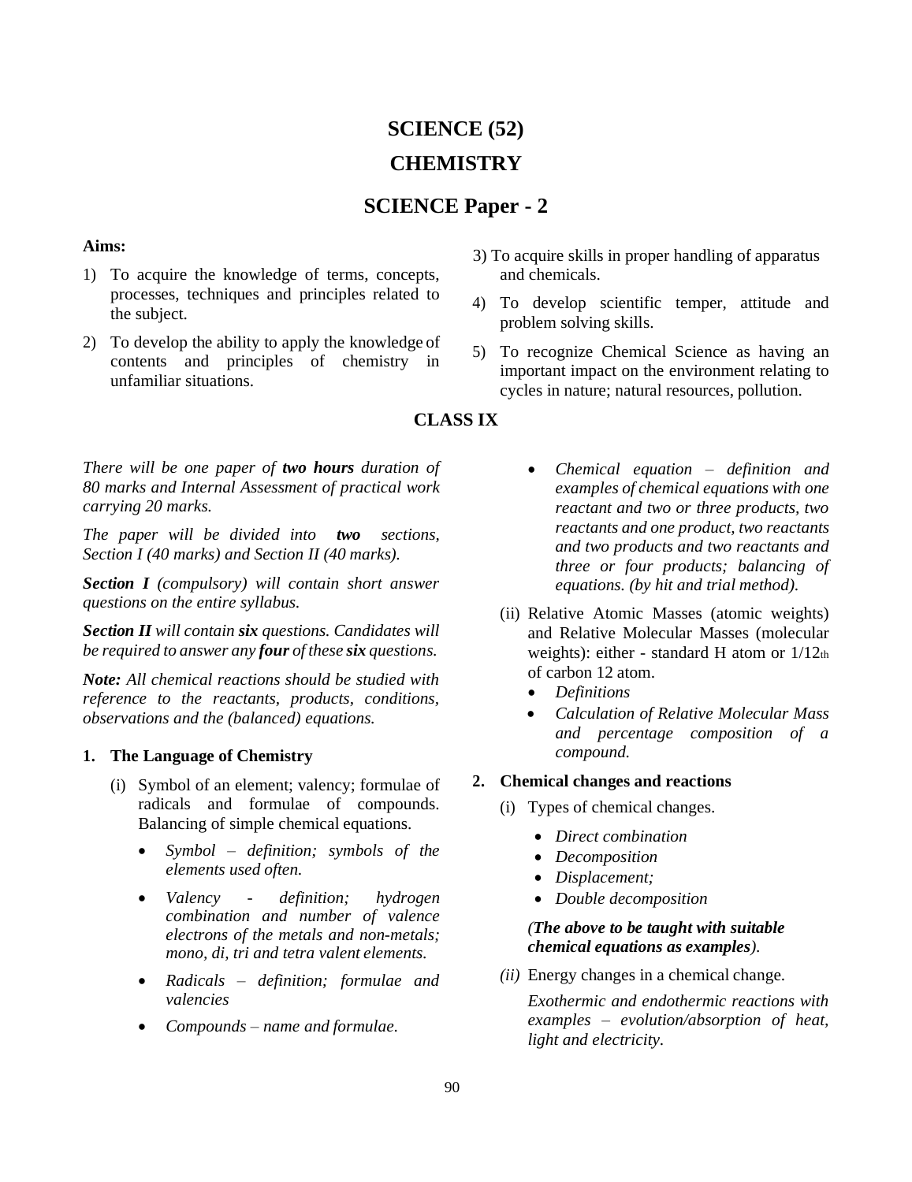# SCIENCE (52)

# CHEMISTRY

## SCIENCE Paper - 2

**Aims:**

1) To acquire the knowledge of terms, concepts, processes, techniques and principles related to the subject.
2) To develop the ability to apply the knowledge of contents and principles of chemistry in unfamiliar situations.
3) To acquire skills in proper handling of apparatus and chemicals.
4) To develop scientific temper, attitude and problem solving skills.
5) To recognize Chemical Science as having an important impact on the environment relating to cycles in nature; natural resources, pollution.

## CLASS IX

*There will be one paper of **two hours** duration of 80 marks and Internal Assessment of practical work carrying 20 marks.*

*The paper will be divided into **two** sections, Section I (40 marks) and Section II (40 marks).*

***Section I** (compulsory) will contain short answer questions on the entire syllabus.*

***Section II** will contain **six** questions. Candidates will be required to answer any **four** of these **six** questions.*

***Note:** All chemical reactions should be studied with reference to the reactants, products, conditions, observations and the (balanced) equations.*

**1. The Language of Chemistry**

(i) Symbol of an element; valency; formulae of radicals and formulae of compounds. Balancing of simple chemical equations.

- *Symbol – definition; symbols of the elements used often.*
- *Valency - definition; hydrogen combination and number of valence electrons of the metals and non-metals; mono, di, tri and tetra valent elements.*
- *Radicals – definition; formulae and valencies*
- *Compounds – name and formulae.*
- *Chemical equation – definition and examples of chemical equations with one reactant and two or three products, two reactants and one product, two reactants and two products and two reactants and three or four products; balancing of equations. (by hit and trial method).*

(ii) Relative Atomic Masses (atomic weights) and Relative Molecular Masses (molecular weights): either - standard H atom or 1/12th of carbon 12 atom.

- *Definitions*
- *Calculation of Relative Molecular Mass and percentage composition of a compound.*

**2. Chemical changes and reactions**

(i) Types of chemical changes.

- *Direct combination*
- *Decomposition*
- *Displacement;*
- *Double decomposition*

*(**The above to be taught with suitable chemical equations as examples**).*

*(ii)* Energy changes in a chemical change.

*Exothermic and endothermic reactions with examples – evolution/absorption of heat, light and electricity.*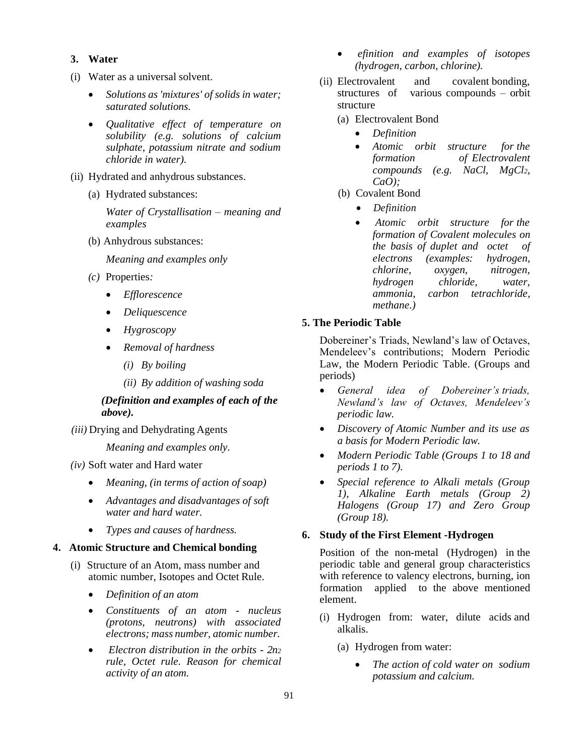### 3. Water

(i) Water as a universal solvent.

- *Solutions as 'mixtures' of solids in water; saturated solutions.*
- *Qualitative effect of temperature on solubility (e.g. solutions of calcium sulphate, potassium nitrate and sodium chloride in water).*

(ii) Hydrated and anhydrous substances.

(a) Hydrated substances:

*Water of Crystallisation – meaning and examples*

(b) Anhydrous substances:

*Meaning and examples only*

*(c)* Properties*:*

- *Efflorescence*
- *Deliquescence*
- *Hygroscopy*
- *Removal of hardness*
  - *(i) By boiling*
  - *(ii) By addition of washing soda*

***(Definition and examples of each of the above).***

*(iii)* Drying and Dehydrating Agents

*Meaning and examples only*.

*(iv)* Soft water and Hard water

- *Meaning, (in terms of action of soap)*
- *Advantages and disadvantages of soft water and hard water.*
- *Types and causes of hardness.*

### 4. Atomic Structure and Chemical bonding

(i) Structure of an Atom, mass number and atomic number, Isotopes and Octet Rule.

- *Definition of an atom*
- *Constituents of an atom - nucleus (protons, neutrons) with associated electrons; mass number, atomic number.*
- *Electron distribution in the orbits - $2n^2$ rule, Octet rule. Reason for chemical activity of an atom.*
- *efinition and examples of isotopes (hydrogen, carbon, chlorine).*

(ii) Electrovalent and covalent bonding, structures of various compounds – orbit structure

(a) Electrovalent Bond

- *Definition*
- *Atomic orbit structure for the formation of Electrovalent compounds (e.g. NaCl, $MgCl_2$, CaO);*

(b) Covalent Bond

- *Definition*
- *Atomic orbit structure for the formation of Covalent molecules on the basis of duplet and octet of electrons (examples: hydrogen, chlorine, oxygen, nitrogen, hydrogen chloride, water, ammonia, carbon tetrachloride, methane.)*

### 5. The Periodic Table

Dobereiner's Triads, Newland's law of Octaves, Mendeleev's contributions; Modern Periodic Law, the Modern Periodic Table. (Groups and periods)

- *General idea of Dobereiner's triads, Newland's law of Octaves, Mendeleev's periodic law.*
- *Discovery of Atomic Number and its use as a basis for Modern Periodic law.*
- *Modern Periodic Table (Groups 1 to 18 and periods 1 to 7).*
- *Special reference to Alkali metals (Group 1), Alkaline Earth metals (Group 2) Halogens (Group 17) and Zero Group (Group 18).*

### 6. Study of the First Element -Hydrogen

Position of the non-metal (Hydrogen) in the periodic table and general group characteristics with reference to valency electrons, burning, ion formation applied to the above mentioned element.

(i) Hydrogen from: water, dilute acids and alkalis.

(a) Hydrogen from water:

- *The action of cold water on sodium potassium and calcium.*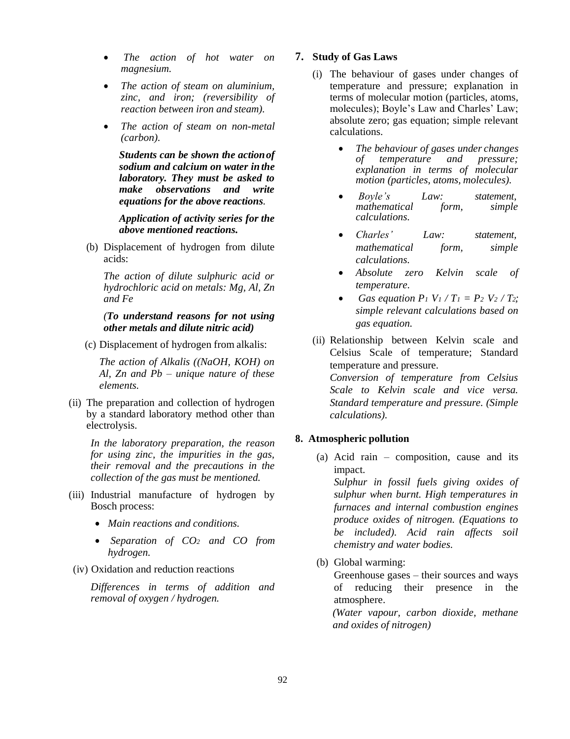- *The action of hot water on magnesium.*
- *The action of steam on aluminium, zinc, and iron; (reversibility of reaction between iron and steam).*
- *The action of steam on non-metal (carbon).*

***Students can be shown the action of sodium and calcium on water in the laboratory. They must be asked to make observations and write equations for the above reactions.***

***Application of activity series for the above mentioned reactions.***

(b) Displacement of hydrogen from dilute acids:

*The action of dilute sulphuric acid or hydrochloric acid on metals: Mg, Al, Zn and Fe*

*(**To understand reasons for not using other metals and dilute nitric acid)***

(c) Displacement of hydrogen from alkalis:

*The action of Alkalis ((NaOH, KOH) on Al, Zn and Pb – unique nature of these elements.*

(ii) The preparation and collection of hydrogen by a standard laboratory method other than electrolysis.

*In the laboratory preparation, the reason for using zinc, the impurities in the gas, their removal and the precautions in the collection of the gas must be mentioned.*

(iii) Industrial manufacture of hydrogen by Bosch process:

- *Main reactions and conditions.*
- *Separation of $CO_2$ and CO from hydrogen.*

(iv) Oxidation and reduction reactions

*Differences in terms of addition and removal of oxygen / hydrogen.*

**7. Study of Gas Laws**

(i) The behaviour of gases under changes of temperature and pressure; explanation in terms of molecular motion (particles, atoms, molecules); Boyle's Law and Charles' Law; absolute zero; gas equation; simple relevant calculations.

- *The behaviour of gases under changes of temperature and pressure; explanation in terms of molecular motion (particles, atoms, molecules).*
- *Boyle's Law: statement, mathematical form, simple calculations.*
- *Charles' Law: statement, mathematical form, simple calculations.*
- *Absolute zero Kelvin scale of temperature.*
- *Gas equation $P_1 V_1 / T_1 = P_2 V_2 / T_2$; simple relevant calculations based on gas equation.*

(ii) Relationship between Kelvin scale and Celsius Scale of temperature; Standard temperature and pressure.
*Conversion of temperature from Celsius Scale to Kelvin scale and vice versa. Standard temperature and pressure. (Simple calculations).*

**8. Atmospheric pollution**

(a) Acid rain – composition, cause and its impact.
*Sulphur in fossil fuels giving oxides of sulphur when burnt. High temperatures in furnaces and internal combustion engines produce oxides of nitrogen. (Equations to be included). Acid rain affects soil chemistry and water bodies.*

(b) Global warming:
Greenhouse gases – their sources and ways of reducing their presence in the atmosphere.
*(Water vapour, carbon dioxide, methane and oxides of nitrogen)*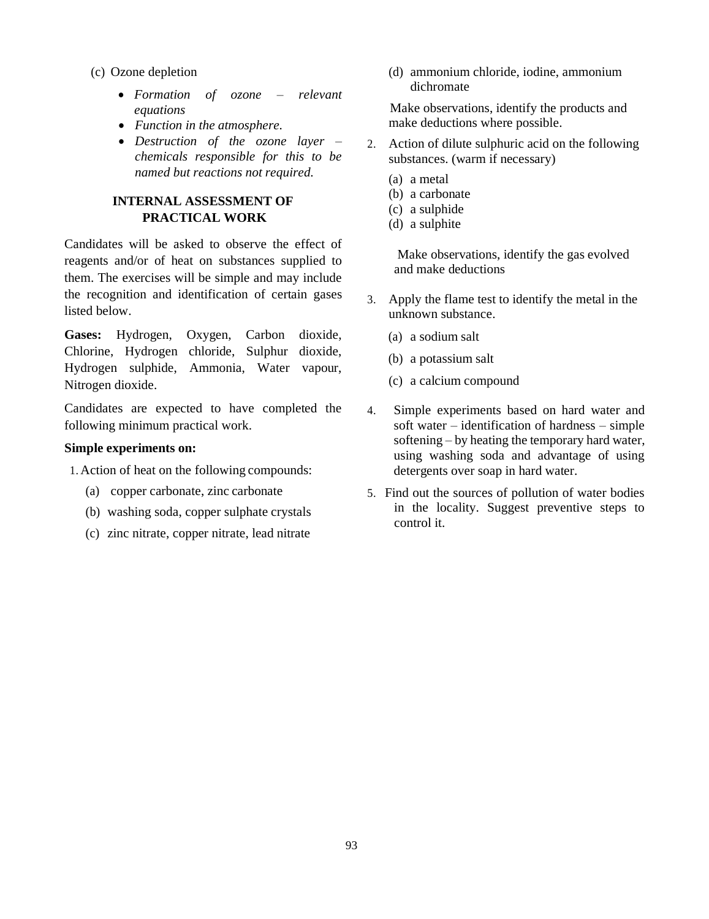(c) Ozone depletion

- *Formation of ozone – relevant equations*
- *Function in the atmosphere.*
- *Destruction of the ozone layer – chemicals responsible for this to be named but reactions not required.*

## INTERNAL ASSESSMENT OF PRACTICAL WORK

Candidates will be asked to observe the effect of reagents and/or of heat on substances supplied to them. The exercises will be simple and may include the recognition and identification of certain gases listed below.

**Gases:** Hydrogen, Oxygen, Carbon dioxide, Chlorine, Hydrogen chloride, Sulphur dioxide, Hydrogen sulphide, Ammonia, Water vapour, Nitrogen dioxide.

Candidates are expected to have completed the following minimum practical work.

**Simple experiments on:**

1. Action of heat on the following compounds:

   (a) copper carbonate, zinc carbonate

   (b) washing soda, copper sulphate crystals

   (c) zinc nitrate, copper nitrate, lead nitrate

   (d) ammonium chloride, iodine, ammonium dichromate

   Make observations, identify the products and make deductions where possible.

2. Action of dilute sulphuric acid on the following substances. (warm if necessary)

   (a) a metal
   (b) a carbonate
   (c) a sulphide
   (d) a sulphite

   Make observations, identify the gas evolved and make deductions

3. Apply the flame test to identify the metal in the unknown substance.

   (a) a sodium salt

   (b) a potassium salt

   (c) a calcium compound

4. Simple experiments based on hard water and soft water – identification of hardness – simple softening – by heating the temporary hard water, using washing soda and advantage of using detergents over soap in hard water.

5. Find out the sources of pollution of water bodies in the locality. Suggest preventive steps to control it.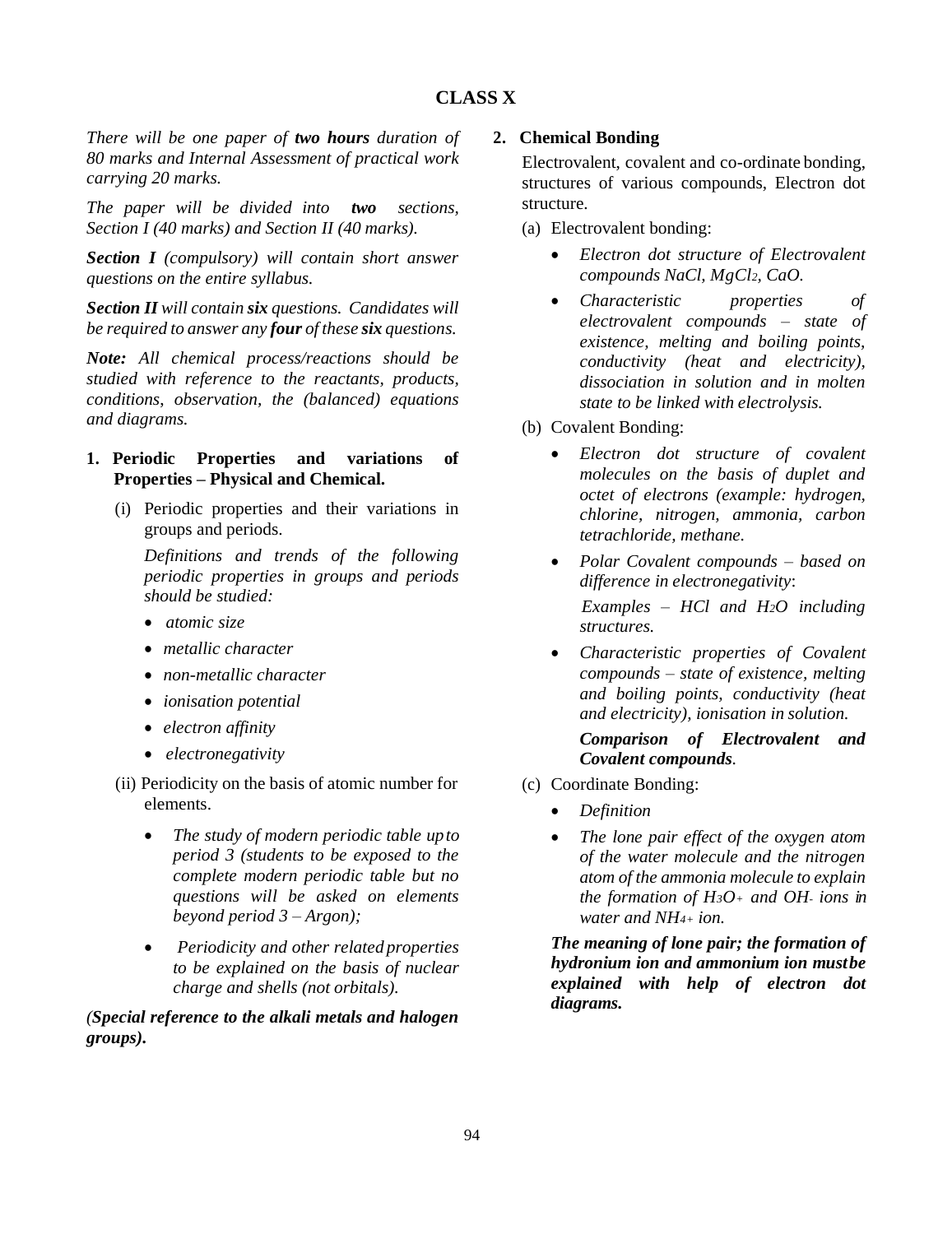## CLASS X

*There will be one paper of **two hours** duration of 80 marks and Internal Assessment of practical work carrying 20 marks.*

*The paper will be divided into **two** sections, Section I (40 marks) and Section II (40 marks).*

***Section I** (compulsory) will contain short answer questions on the entire syllabus.*

***Section II** will contain **six** questions. Candidates will be required to answer any **four** of these **six** questions.*

***Note:** All chemical process/reactions should be studied with reference to the reactants, products, conditions, observation, the (balanced) equations and diagrams.*

### 1. Periodic Properties and variations of Properties – Physical and Chemical.

(i) Periodic properties and their variations in groups and periods.

*Definitions and trends of the following periodic properties in groups and periods should be studied:*

- *atomic size*
- *metallic character*
- *non-metallic character*
- *ionisation potential*
- *electron affinity*
- *electronegativity*

(ii) Periodicity on the basis of atomic number for elements.

- *The study of modern periodic table up to period 3 (students to be exposed to the complete modern periodic table but no questions will be asked on elements beyond period 3 – Argon);*
- *Periodicity and other related properties to be explained on the basis of nuclear charge and shells (not orbitals).*

*(**Special reference to the alkali metals and halogen groups).***

### 2. Chemical Bonding

Electrovalent, covalent and co-ordinate bonding, structures of various compounds, Electron dot structure.

(a) Electrovalent bonding:

- *Electron dot structure of Electrovalent compounds NaCl, $MgCl_2$, CaO.*
- *Characteristic properties of electrovalent compounds – state of existence, melting and boiling points, conductivity (heat and electricity), dissociation in solution and in molten state to be linked with electrolysis.*

(b) Covalent Bonding:

- *Electron dot structure of covalent molecules on the basis of duplet and octet of electrons (example: hydrogen, chlorine, nitrogen, ammonia, carbon tetrachloride, methane.*
- *Polar Covalent compounds – based on difference in electronegativity:*

  *Examples – HCl and $H_2O$ including structures.*
- *Characteristic properties of Covalent compounds – state of existence, melting and boiling points, conductivity (heat and electricity), ionisation in solution.*

  ***Comparison of Electrovalent and Covalent compounds**.*

(c) Coordinate Bonding:

- *Definition*
- *The lone pair effect of the oxygen atom of the water molecule and the nitrogen atom of the ammonia molecule to explain the formation of $H_3O^+$ and $OH^-$ ions in water and $NH_4^+$ ion.*

***The meaning of lone pair; the formation of hydronium ion and ammonium ion must be explained with help of electron dot diagrams.***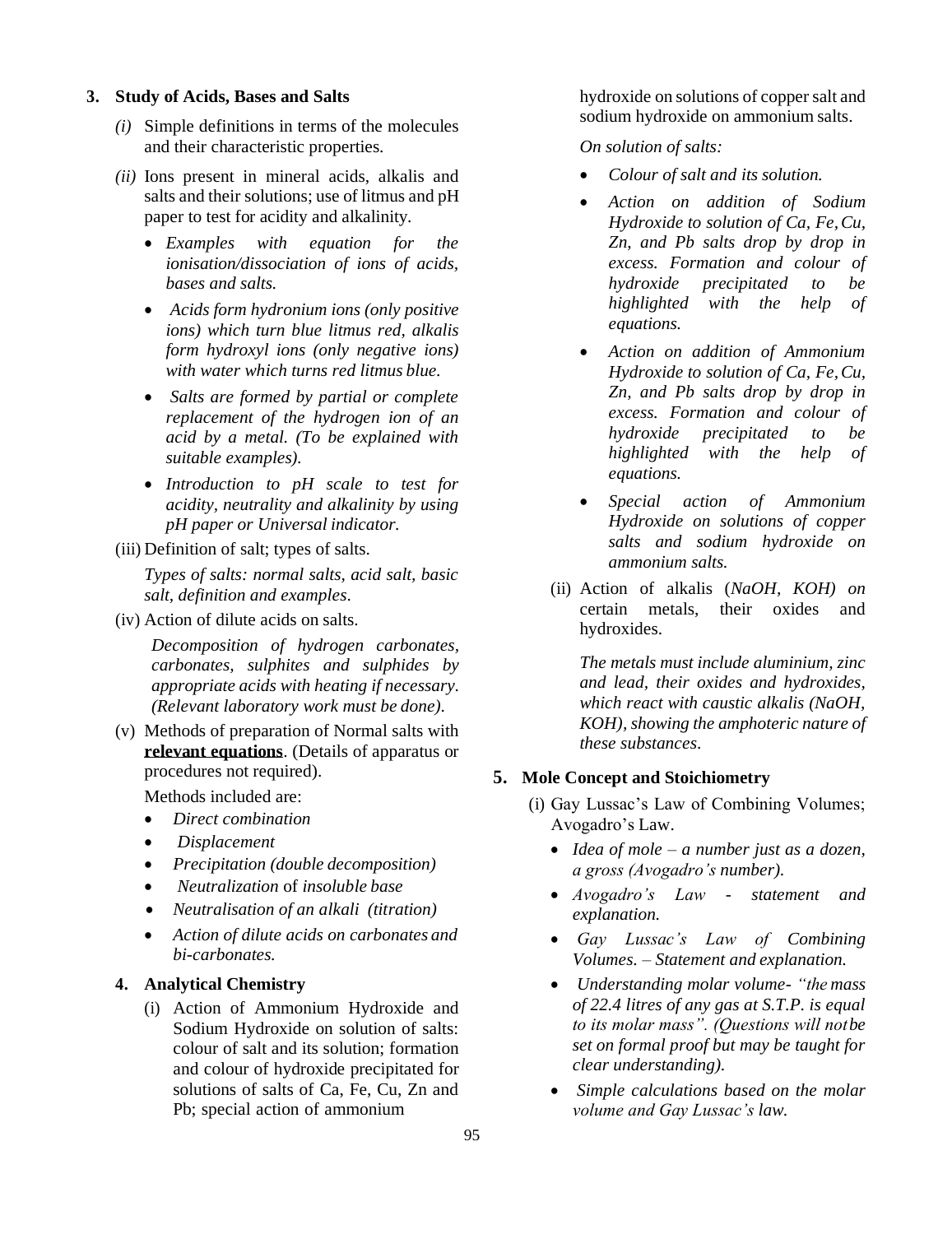## 3. Study of Acids, Bases and Salts

*(i)* Simple definitions in terms of the molecules and their characteristic properties.

*(ii)* Ions present in mineral acids, alkalis and salts and their solutions; use of litmus and pH paper to test for acidity and alkalinity.

- *Examples with equation for the ionisation/dissociation of ions of acids, bases and salts.*
- *Acids form hydronium ions (only positive ions) which turn blue litmus red, alkalis form hydroxyl ions (only negative ions) with water which turns red litmus blue.*
- *Salts are formed by partial or complete replacement of the hydrogen ion of an acid by a metal. (To be explained with suitable examples).*
- *Introduction to pH scale to test for acidity, neutrality and alkalinity by using pH paper or Universal indicator.*

(iii) Definition of salt; types of salts.

*Types of salts: normal salts, acid salt, basic salt, definition and examples.*

(iv) Action of dilute acids on salts.

*Decomposition of hydrogen carbonates, carbonates, sulphites and sulphides by appropriate acids with heating if necessary. (Relevant laboratory work must be done).*

(v) Methods of preparation of Normal salts with **relevant equations**. (Details of apparatus or procedures not required).

Methods included are:

- *Direct combination*
- *Displacement*
- *Precipitation (double decomposition)*
- *Neutralization* of *insoluble base*
- *Neutralisation of an alkali (titration)*
- *Action of dilute acids on carbonates and bi-carbonates.*

## 4. Analytical Chemistry

(i) Action of Ammonium Hydroxide and Sodium Hydroxide on solution of salts: colour of salt and its solution; formation and colour of hydroxide precipitated for solutions of salts of Ca, Fe, Cu, Zn and Pb; special action of ammonium hydroxide on solutions of copper salt and sodium hydroxide on ammonium salts.

*On solution of salts:*

- *Colour of salt and its solution.*
- *Action on addition of Sodium Hydroxide to solution of Ca, Fe, Cu, Zn, and Pb salts drop by drop in excess. Formation and colour of hydroxide precipitated to be highlighted with the help of equations.*
- *Action on addition of Ammonium Hydroxide to solution of Ca, Fe, Cu, Zn, and Pb salts drop by drop in excess. Formation and colour of hydroxide precipitated to be highlighted with the help of equations.*
- *Special action of Ammonium Hydroxide on solutions of copper salts and sodium hydroxide on ammonium salts.*

(ii) Action of alkalis (*NaOH, KOH) on* certain metals, their oxides and hydroxides.

*The metals must include aluminium, zinc and lead, their oxides and hydroxides, which react with caustic alkalis (NaOH, KOH), showing the amphoteric nature of these substances.*

## 5. Mole Concept and Stoichiometry

(i) Gay Lussac's Law of Combining Volumes; Avogadro's Law.

- *Idea of mole – a number just as a dozen, a gross (Avogadro's number).*
- *Avogadro's Law - statement and explanation.*
- *Gay Lussac's Law of Combining Volumes. – Statement and explanation.*
- *Understanding molar volume- "the mass of 22.4 litres of any gas at S.T.P. is equal to its molar mass". (Questions will not be set on formal proof but may be taught for clear understanding).*
- *Simple calculations based on the molar volume and Gay Lussac's law.*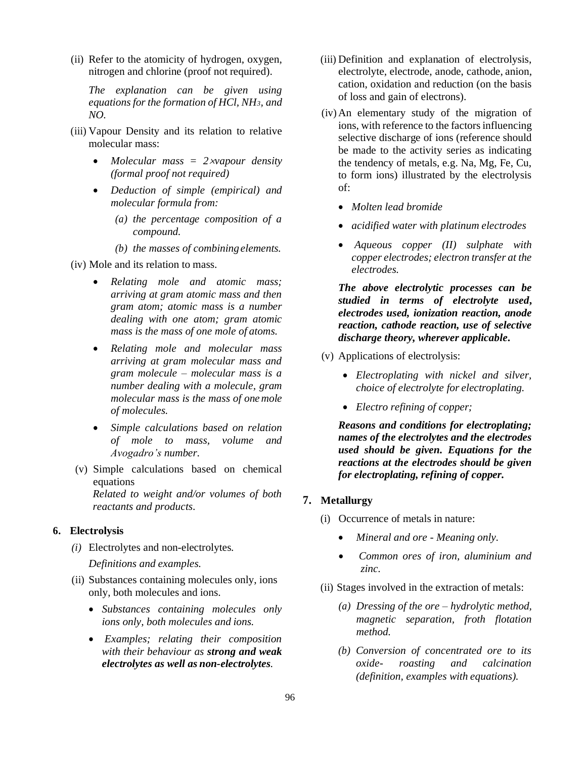(ii) Refer to the atomicity of hydrogen, oxygen, nitrogen and chlorine (proof not required).

*The explanation can be given using equations for the formation of HCl, $NH_3$, and NO.*

(iii) Vapour Density and its relation to relative molecular mass:

- *Molecular mass = 2×vapour density (formal proof not required)*
- *Deduction of simple (empirical) and molecular formula from:*
  - *(a) the percentage composition of a compound.*
  - *(b) the masses of combining elements.*

(iv) Mole and its relation to mass.

- *Relating mole and atomic mass; arriving at gram atomic mass and then gram atom; atomic mass is a number dealing with one atom; gram atomic mass is the mass of one mole of atoms.*
- *Relating mole and molecular mass arriving at gram molecular mass and gram molecule – molecular mass is a number dealing with a molecule, gram molecular mass is the mass of one mole of molecules.*
- *Simple calculations based on relation of mole to mass, volume and Avogadro's number.*

(v) Simple calculations based on chemical equations
*Related to weight and/or volumes of both reactants and products.*

## 6. Electrolysis

*(i)* Electrolytes and non-electrolytes.

*Definitions and examples.*

(ii) Substances containing molecules only, ions only, both molecules and ions.

- *Substances containing molecules only ions only, both molecules and ions.*
- *Examples; relating their composition with their behaviour as* ***strong and weak electrolytes as well as non-electrolytes****.*

(iii) Definition and explanation of electrolysis, electrolyte, electrode, anode, cathode, anion, cation, oxidation and reduction (on the basis of loss and gain of electrons).

(iv) An elementary study of the migration of ions, with reference to the factors influencing selective discharge of ions (reference should be made to the activity series as indicating the tendency of metals, e.g. Na, Mg, Fe, Cu, to form ions) illustrated by the electrolysis of:

- *Molten lead bromide*
- *acidified water with platinum electrodes*
- *Aqueous copper (II) sulphate with copper electrodes; electron transfer at the electrodes.*

***The above electrolytic processes can be studied in terms of electrolyte used, electrodes used, ionization reaction, anode reaction, cathode reaction, use of selective discharge theory, wherever applicable.***

(v) Applications of electrolysis:

- *Electroplating with nickel and silver, choice of electrolyte for electroplating.*
- *Electro refining of copper;*

***Reasons and conditions for electroplating; names of the electrolytes and the electrodes used should be given. Equations for the reactions at the electrodes should be given for electroplating, refining of copper.***

## 7. Metallurgy

(i) Occurrence of metals in nature:

- *Mineral and ore - Meaning only.*
- *Common ores of iron, aluminium and zinc.*

(ii) Stages involved in the extraction of metals:

- *(a) Dressing of the ore – hydrolytic method, magnetic separation, froth flotation method.*
- *(b) Conversion of concentrated ore to its oxide- roasting and calcination (definition, examples with equations).*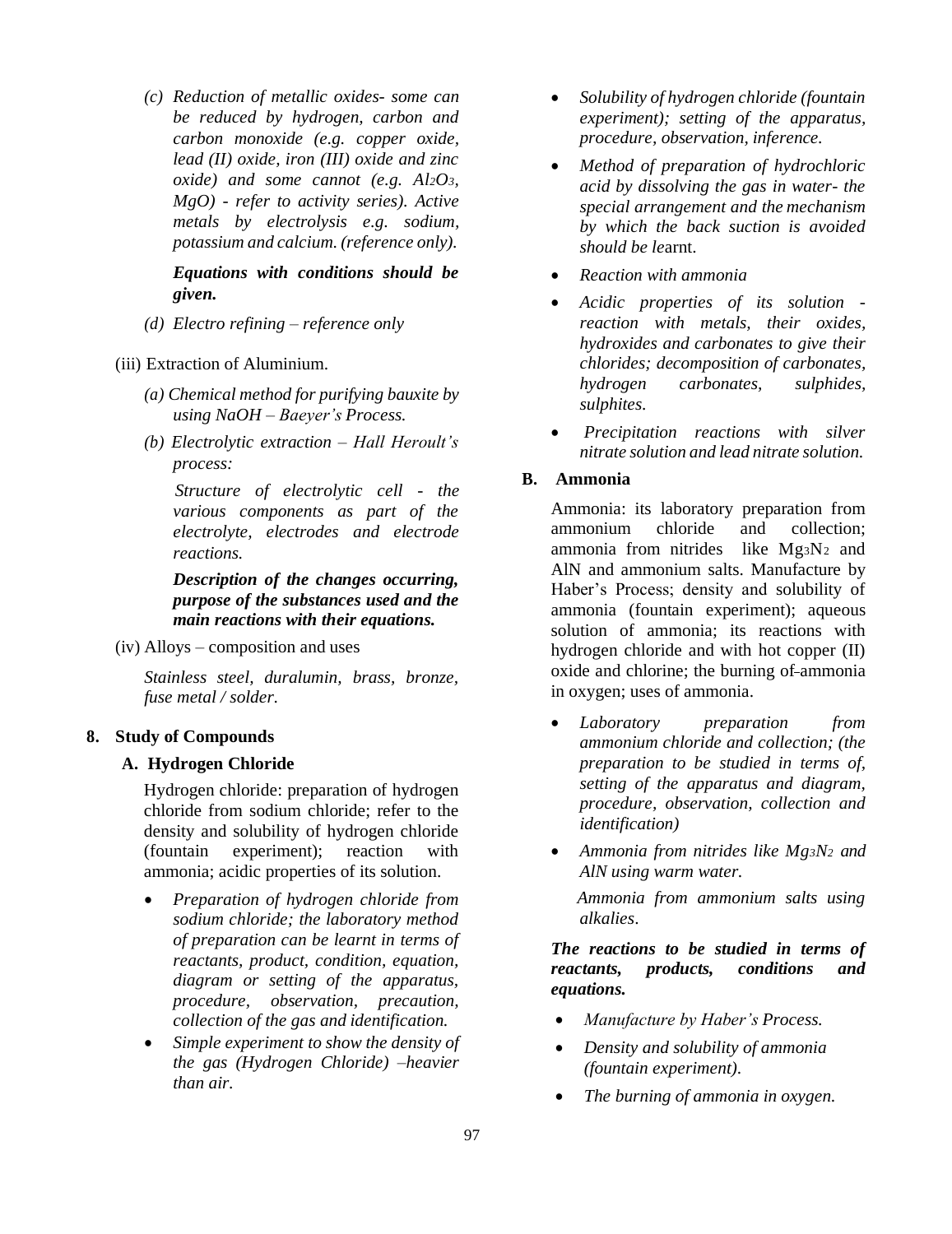*(c) Reduction of metallic oxides- some can be reduced by hydrogen, carbon and carbon monoxide (e.g. copper oxide, lead (II) oxide, iron (III) oxide and zinc oxide) and some cannot (e.g. $Al_2O_3$, MgO) - refer to activity series). Active metals by electrolysis e.g. sodium, potassium and calcium. (reference only).*

***Equations with conditions should be given.***

*(d) Electro refining – reference only*

(iii) Extraction of Aluminium.

*(a) Chemical method for purifying bauxite by using NaOH – Baeyer's Process.*

*(b) Electrolytic extraction – Hall Heroult's process:*

*Structure of electrolytic cell - the various components as part of the electrolyte, electrodes and electrode reactions.*

***Description of the changes occurring, purpose of the substances used and the main reactions with their equations.***

(iv) Alloys – composition and uses

*Stainless steel, duralumin, brass, bronze, fuse metal / solder.*

## 8. Study of Compounds

### A. Hydrogen Chloride

Hydrogen chloride: preparation of hydrogen chloride from sodium chloride; refer to the density and solubility of hydrogen chloride (fountain experiment); reaction with ammonia; acidic properties of its solution.

- *Preparation of hydrogen chloride from sodium chloride; the laboratory method of preparation can be learnt in terms of reactants, product, condition, equation, diagram or setting of the apparatus, procedure, observation, precaution, collection of the gas and identification.*
- *Simple experiment to show the density of the gas (Hydrogen Chloride) –heavier than air.*
- *Solubility of hydrogen chloride (fountain experiment); setting of the apparatus, procedure, observation, inference.*
- *Method of preparation of hydrochloric acid by dissolving the gas in water- the special arrangement and the mechanism by which the back suction is avoided should be le*arnt.
- *Reaction with ammonia*
- *Acidic properties of its solution - reaction with metals, their oxides, hydroxides and carbonates to give their chlorides; decomposition of carbonates, hydrogen carbonates, sulphides, sulphites.*
- *Precipitation reactions with silver nitrate solution and lead nitrate solution.*

### B. Ammonia

Ammonia: its laboratory preparation from ammonium chloride and collection; ammonia from nitrides like $Mg_3N_2$ and AlN and ammonium salts. Manufacture by Haber's Process; density and solubility of ammonia (fountain experiment); aqueous solution of ammonia; its reactions with hydrogen chloride and with hot copper (II) oxide and chlorine; the burning of ammonia in oxygen; uses of ammonia.

- *Laboratory preparation from ammonium chloride and collection; (the preparation to be studied in terms of, setting of the apparatus and diagram, procedure, observation, collection and identification)*
- *Ammonia from nitrides like $Mg_3N_2$ and AlN using warm water.*

  *Ammonia from ammonium salts using alkalies*.

***The reactions to be studied in terms of reactants, products, conditions and equations.***

- *Manufacture by Haber's Process.*
- *Density and solubility of ammonia (fountain experiment).*
- *The burning of ammonia in oxygen.*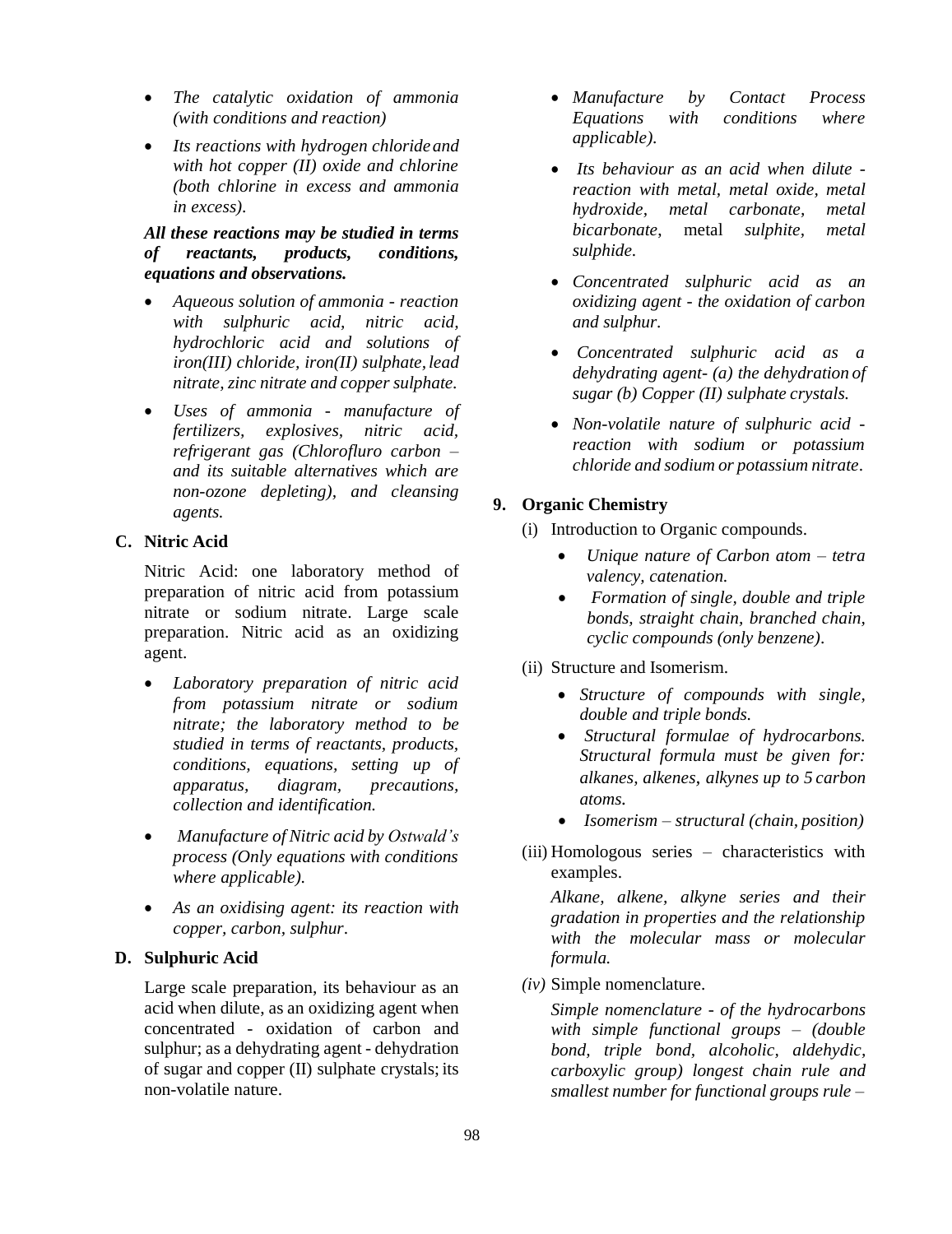- *The catalytic oxidation of ammonia (with conditions and reaction)*
- *Its reactions with hydrogen chloride and with hot copper (II) oxide and chlorine (both chlorine in excess and ammonia in excess).*

***All these reactions may be studied in terms of reactants, products, conditions, equations and observations.***

- *Aqueous solution of ammonia - reaction with sulphuric acid, nitric acid, hydrochloric acid and solutions of iron(III) chloride, iron(II) sulphate, lead nitrate, zinc nitrate and copper sulphate.*
- *Uses of ammonia - manufacture of fertilizers, explosives, nitric acid, refrigerant gas (Chlorofluro carbon – and its suitable alternatives which are non-ozone depleting), and cleansing agents.*

**C. Nitric Acid**

Nitric Acid: one laboratory method of preparation of nitric acid from potassium nitrate or sodium nitrate. Large scale preparation. Nitric acid as an oxidizing agent.

- *Laboratory preparation of nitric acid from potassium nitrate or sodium nitrate; the laboratory method to be studied in terms of reactants, products, conditions, equations, setting up of apparatus, diagram, precautions, collection and identification.*
- *Manufacture of Nitric acid by Ostwald's process (Only equations with conditions where applicable).*
- *As an oxidising agent: its reaction with copper, carbon, sulphur.*

**D. Sulphuric Acid**

Large scale preparation, its behaviour as an acid when dilute, as an oxidizing agent when concentrated - oxidation of carbon and sulphur; as a dehydrating agent - dehydration of sugar and copper (II) sulphate crystals; its non-volatile nature.

- *Manufacture by Contact Process Equations with conditions where applicable).*
- *Its behaviour as an acid when dilute - reaction with metal, metal oxide, metal hydroxide, metal carbonate, metal bicarbonate,* metal *sulphite, metal sulphide.*
- *Concentrated sulphuric acid as an oxidizing agent - the oxidation of carbon and sulphur.*
- *Concentrated sulphuric acid as a dehydrating agent- (a) the dehydration of sugar (b) Copper (II) sulphate crystals.*
- *Non-volatile nature of sulphuric acid - reaction with sodium or potassium chloride and sodium or potassium nitrate.*

**9. Organic Chemistry**

(i) Introduction to Organic compounds.

- *Unique nature of Carbon atom – tetra valency, catenation.*
- *Formation of single, double and triple bonds, straight chain, branched chain, cyclic compounds (only benzene).*

(ii) Structure and Isomerism.

- *Structure of compounds with single, double and triple bonds.*
- *Structural formulae of hydrocarbons. Structural formula must be given for: alkanes, alkenes, alkynes up to 5 carbon atoms.*
- *Isomerism – structural (chain, position)*

(iii) Homologous series – characteristics with examples.

*Alkane, alkene, alkyne series and their gradation in properties and the relationship with the molecular mass or molecular formula.*

*(iv)* Simple nomenclature.

*Simple nomenclature - of the hydrocarbons with simple functional groups – (double bond, triple bond, alcoholic, aldehydic, carboxylic group) longest chain rule and smallest number for functional groups rule –*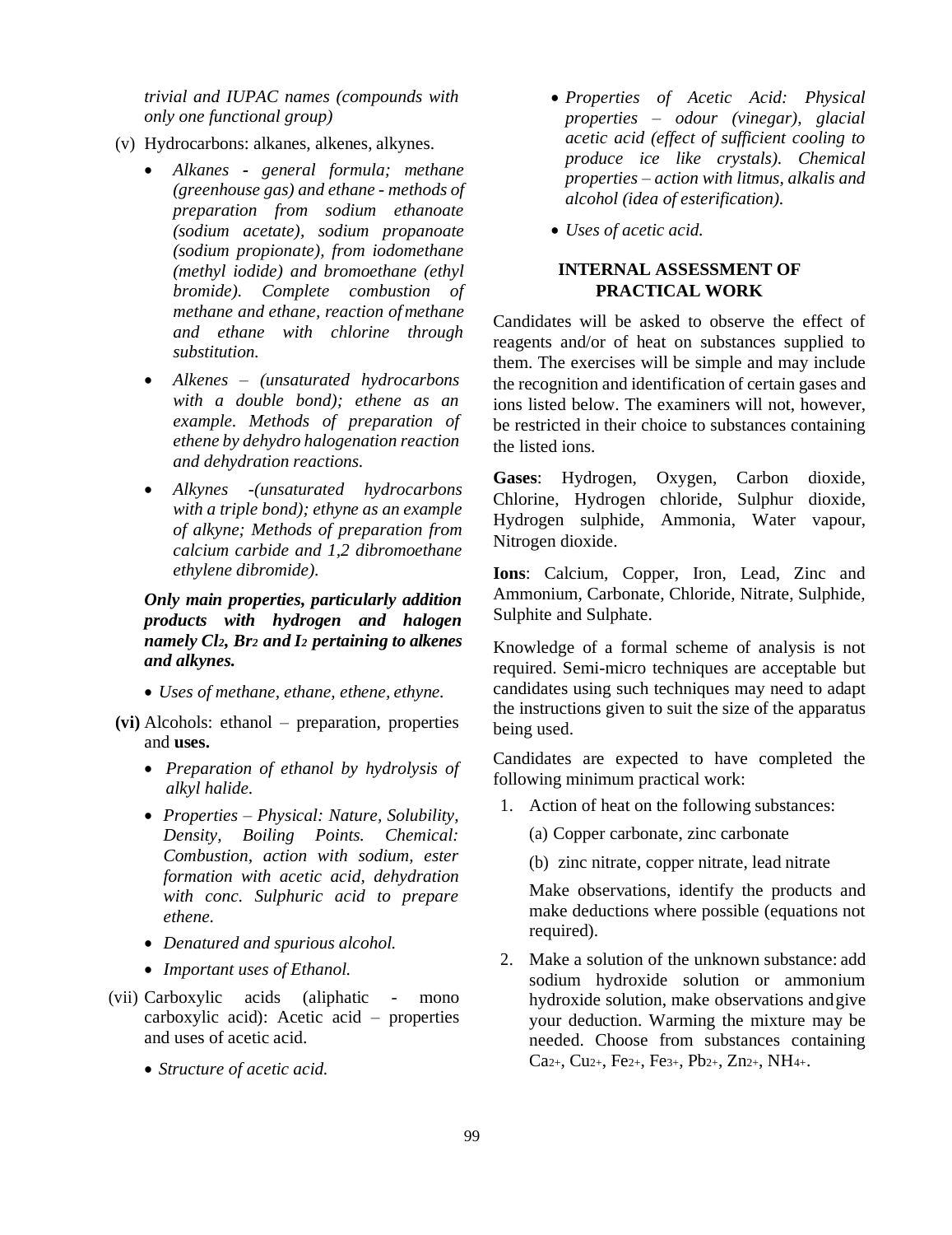*trivial and IUPAC names (compounds with only one functional group)*

(v) Hydrocarbons: alkanes, alkenes, alkynes.

- *Alkanes - general formula; methane (greenhouse gas) and ethane - methods of preparation from sodium ethanoate (sodium acetate), sodium propanoate (sodium propionate), from iodomethane (methyl iodide) and bromoethane (ethyl bromide). Complete combustion of methane and ethane, reaction of methane and ethane with chlorine through substitution.*
- *Alkenes – (unsaturated hydrocarbons with a double bond); ethene as an example. Methods of preparation of ethene by dehydro halogenation reaction and dehydration reactions.*
- *Alkynes -(unsaturated hydrocarbons with a triple bond); ethyne as an example of alkyne; Methods of preparation from calcium carbide and 1,2 dibromoethane ethylene dibromide).*

***Only main properties, particularly addition products with hydrogen and halogen namely $Cl_2$, $Br_2$ and $I_2$ pertaining to alkenes and alkynes.***

- *Uses of methane, ethane, ethene, ethyne.*

**(vi)** Alcohols: ethanol – preparation, properties and **uses.**

- *Preparation of ethanol by hydrolysis of alkyl halide.*
- *Properties – Physical: Nature, Solubility, Density, Boiling Points. Chemical: Combustion, action with sodium, ester formation with acetic acid, dehydration with conc. Sulphuric acid to prepare ethene.*
- *Denatured and spurious alcohol.*
- *Important uses of Ethanol.*

(vii) Carboxylic acids (aliphatic - mono carboxylic acid): Acetic acid – properties and uses of acetic acid.

- *Structure of acetic acid.*
- *Properties of Acetic Acid: Physical properties – odour (vinegar), glacial acetic acid (effect of sufficient cooling to produce ice like crystals). Chemical properties – action with litmus, alkalis and alcohol (idea of esterification).*
- *Uses of acetic acid.*

## INTERNAL ASSESSMENT OF PRACTICAL WORK

Candidates will be asked to observe the effect of reagents and/or of heat on substances supplied to them. The exercises will be simple and may include the recognition and identification of certain gases and ions listed below. The examiners will not, however, be restricted in their choice to substances containing the listed ions.

**Gases**: Hydrogen, Oxygen, Carbon dioxide, Chlorine, Hydrogen chloride, Sulphur dioxide, Hydrogen sulphide, Ammonia, Water vapour, Nitrogen dioxide.

**Ions**: Calcium, Copper, Iron, Lead, Zinc and Ammonium, Carbonate, Chloride, Nitrate, Sulphide, Sulphite and Sulphate.

Knowledge of a formal scheme of analysis is not required. Semi-micro techniques are acceptable but candidates using such techniques may need to adapt the instructions given to suit the size of the apparatus being used.

Candidates are expected to have completed the following minimum practical work:

1. Action of heat on the following substances:

   (a) Copper carbonate, zinc carbonate

   (b) zinc nitrate, copper nitrate, lead nitrate

   Make observations, identify the products and make deductions where possible (equations not required).

2. Make a solution of the unknown substance: add sodium hydroxide solution or ammonium hydroxide solution, make observations and give your deduction. Warming the mixture may be needed. Choose from substances containing $Ca^{2+}$, $Cu^{2+}$, $Fe^{2+}$, $Fe^{3+}$, $Pb^{2+}$, $Zn^{2+}$, $NH_4^{+}$.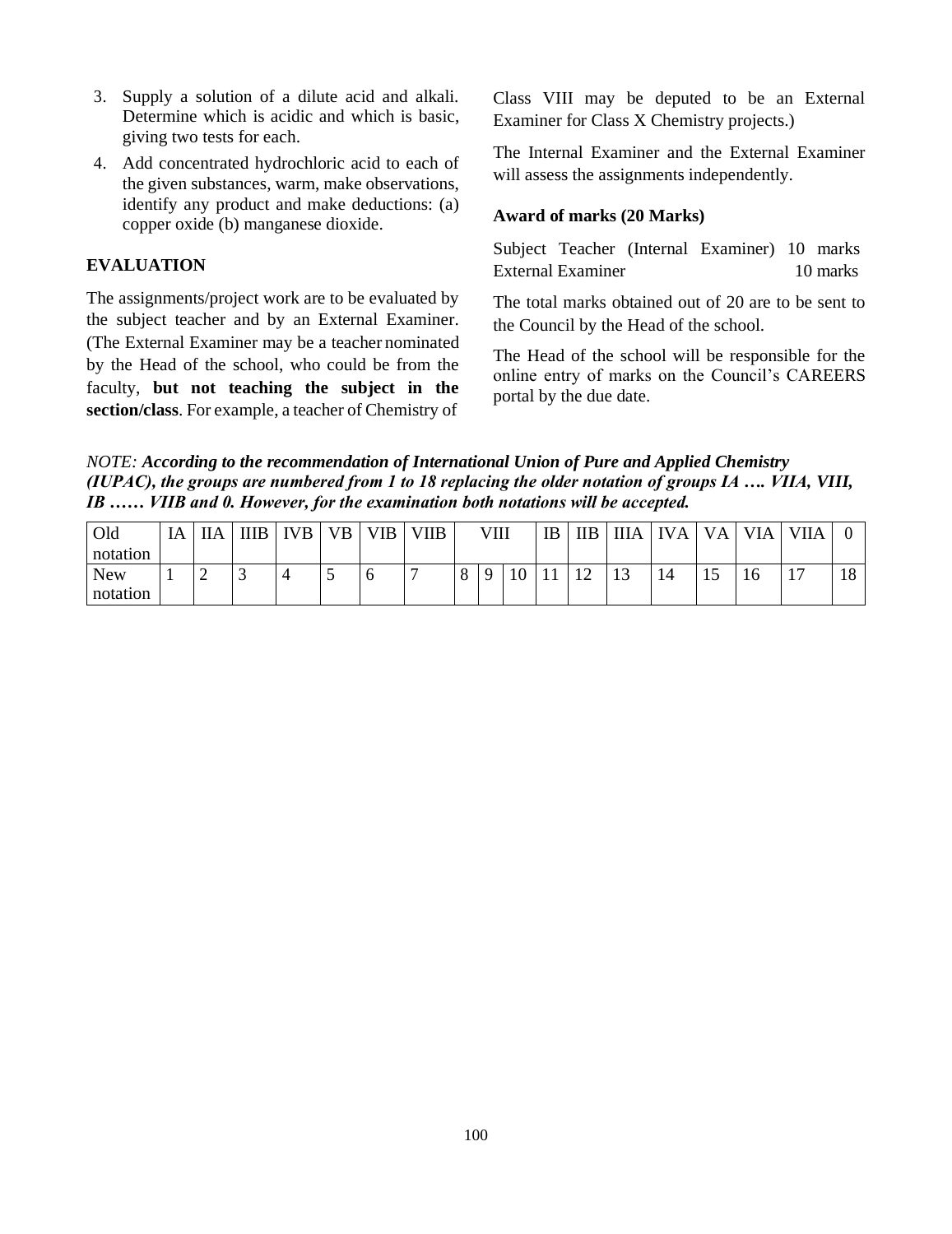3. Supply a solution of a dilute acid and alkali. Determine which is acidic and which is basic, giving two tests for each.
4. Add concentrated hydrochloric acid to each of the given substances, warm, make observations, identify any product and make deductions: (a) copper oxide (b) manganese dioxide.

**EVALUATION**

The assignments/project work are to be evaluated by the subject teacher and by an External Examiner. (The External Examiner may be a teacher nominated by the Head of the school, who could be from the faculty, **but not teaching the subject in the section/class**. For example, a teacher of Chemistry of Class VIII may be deputed to be an External Examiner for Class X Chemistry projects.)

The Internal Examiner and the External Examiner will assess the assignments independently.

**Award of marks (20 Marks)**

Subject Teacher (Internal Examiner) 10 marks
External Examiner 10 marks

The total marks obtained out of 20 are to be sent to the Council by the Head of the school.

The Head of the school will be responsible for the online entry of marks on the Council's CAREERS portal by the due date.

*NOTE: **According to the recommendation of International Union of Pure and Applied Chemistry (IUPAC), the groups are numbered from 1 to 18 replacing the older notation of groups IA …. VIIA, VIII, IB …… VIIB and 0. However, for the examination both notations will be accepted.***

| Old notation | IA | IIA | IIIB | IVB | VB | VIB | VIIB | VIII | | | IB | IIB | IIIA | IVA | VA | VIA | VIIA | 0 |
|---|---|---|---|---|---|---|---|---|---|---|---|---|---|---|---|---|---|---|
| New notation | 1 | 2 | 3 | 4 | 5 | 6 | 7 | 8 | 9 | 10 | 11 | 12 | 13 | 14 | 15 | 16 | 17 | 18 |